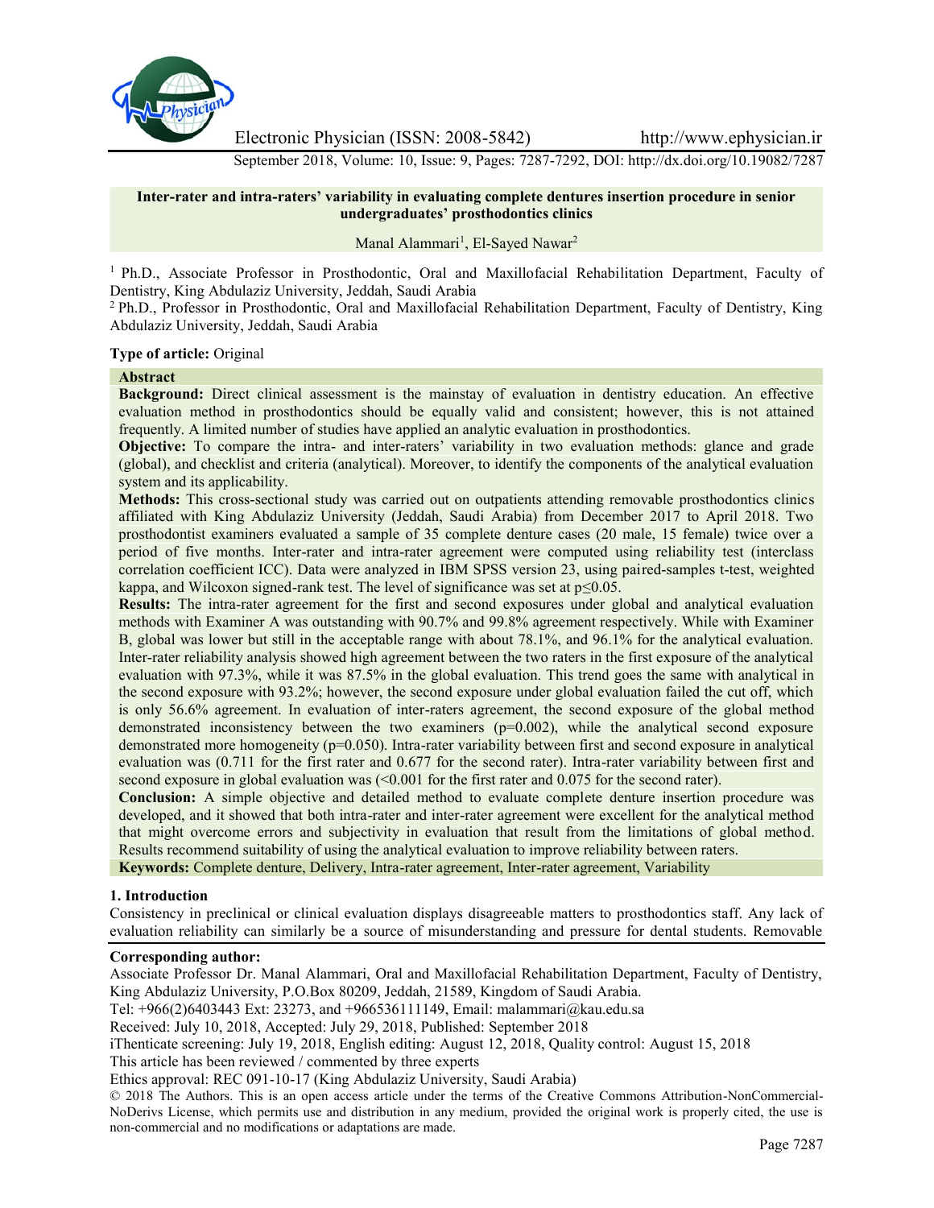# Inter-rater and intra-raters' variability in evaluating complete dentures insertion procedure in senior undergraduates' prosthodontics clinics

Manal Alammari[1], El-Sayed Nawar[2]

[1] Ph.D., Associate Professor in Prosthodontic, Oral and Maxillofacial Rehabilitation Department, Faculty of Dentistry, King Abdulaziz University, Jeddah, Saudi Arabia

[2] Ph.D., Professor in Prosthodontic, Oral and Maxillofacial Rehabilitation Department, Faculty of Dentistry, King Abdulaziz University, Jeddah, Saudi Arabia

**Type of article:** Original

## Abstract

**Background:** Direct clinical assessment is the mainstay of evaluation in dentistry education. An effective evaluation method in prosthodontics should be equally valid and consistent; however, this is not attained frequently. A limited number of studies have applied an analytic evaluation in prosthodontics.

**Objective:** To compare the intra- and inter-raters' variability in two evaluation methods: glance and grade (global), and checklist and criteria (analytical). Moreover, to identify the components of the analytical evaluation system and its applicability.

**Methods:** This cross-sectional study was carried out on outpatients attending removable prosthodontics clinics affiliated with King Abdulaziz University (Jeddah, Saudi Arabia) from December 2017 to April 2018. Two prosthodontist examiners evaluated a sample of 35 complete denture cases (20 male, 15 female) twice over a period of five months. Inter-rater and intra-rater agreement were computed using reliability test (interclass correlation coefficient ICC). Data were analyzed in IBM SPSS version 23, using paired-samples t-test, weighted kappa, and Wilcoxon signed-rank test. The level of significance was set at $p \leq 0.05$.

**Results:** The intra-rater agreement for the first and second exposures under global and analytical evaluation methods with Examiner A was outstanding with 90.7% and 99.8% agreement respectively. While with Examiner B, global was lower but still in the acceptable range with about 78.1%, and 96.1% for the analytical evaluation. Inter-rater reliability analysis showed high agreement between the two raters in the first exposure of the analytical evaluation with 97.3%, while it was 87.5% in the global evaluation. This trend goes the same with analytical in the second exposure with 93.2%; however, the second exposure under global evaluation failed the cut off, which is only 56.6% agreement. In evaluation of inter-raters agreement, the second exposure of the global method demonstrated inconsistency between the two examiners ($p=0.002$), while the analytical second exposure demonstrated more homogeneity ($p=0.050$). Intra-rater variability between first and second exposure in analytical evaluation was (0.711 for the first rater and 0.677 for the second rater). Intra-rater variability between first and second exposure in global evaluation was (<0.001 for the first rater and 0.075 for the second rater).

**Conclusion:** A simple objective and detailed method to evaluate complete denture insertion procedure was developed, and it showed that both intra-rater and inter-rater agreement were excellent for the analytical method that might overcome errors and subjectivity in evaluation that result from the limitations of global method. Results recommend suitability of using the analytical evaluation to improve reliability between raters.

**Keywords:** Complete denture, Delivery, Intra-rater agreement, Inter-rater agreement, Variability

## 1. Introduction

Consistency in preclinical or clinical evaluation displays disagreeable matters to prosthodontics staff. Any lack of evaluation reliability can similarly be a source of misunderstanding and pressure for dental students. Removable

**Corresponding author:**

Associate Professor Dr. Manal Alammari, Oral and Maxillofacial Rehabilitation Department, Faculty of Dentistry, King Abdulaziz University, P.O.Box 80209, Jeddah, 21589, Kingdom of Saudi Arabia.

Tel: +966(2)6403443 Ext: 23273, and +966536111149, Email: malammari@kau.edu.sa

Received: July 10, 2018, Accepted: July 29, 2018, Published: September 2018

iThenticate screening: July 19, 2018, English editing: August 12, 2018, Quality control: August 15, 2018

This article has been reviewed / commented by three experts

Ethics approval: REC 091-10-17 (King Abdulaziz University, Saudi Arabia)

© 2018 The Authors. This is an open access article under the terms of the Creative Commons Attribution-NonCommercial-NoDerivs License, which permits use and distribution in any medium, provided the original work is properly cited, the use is non-commercial and no modifications or adaptations are made.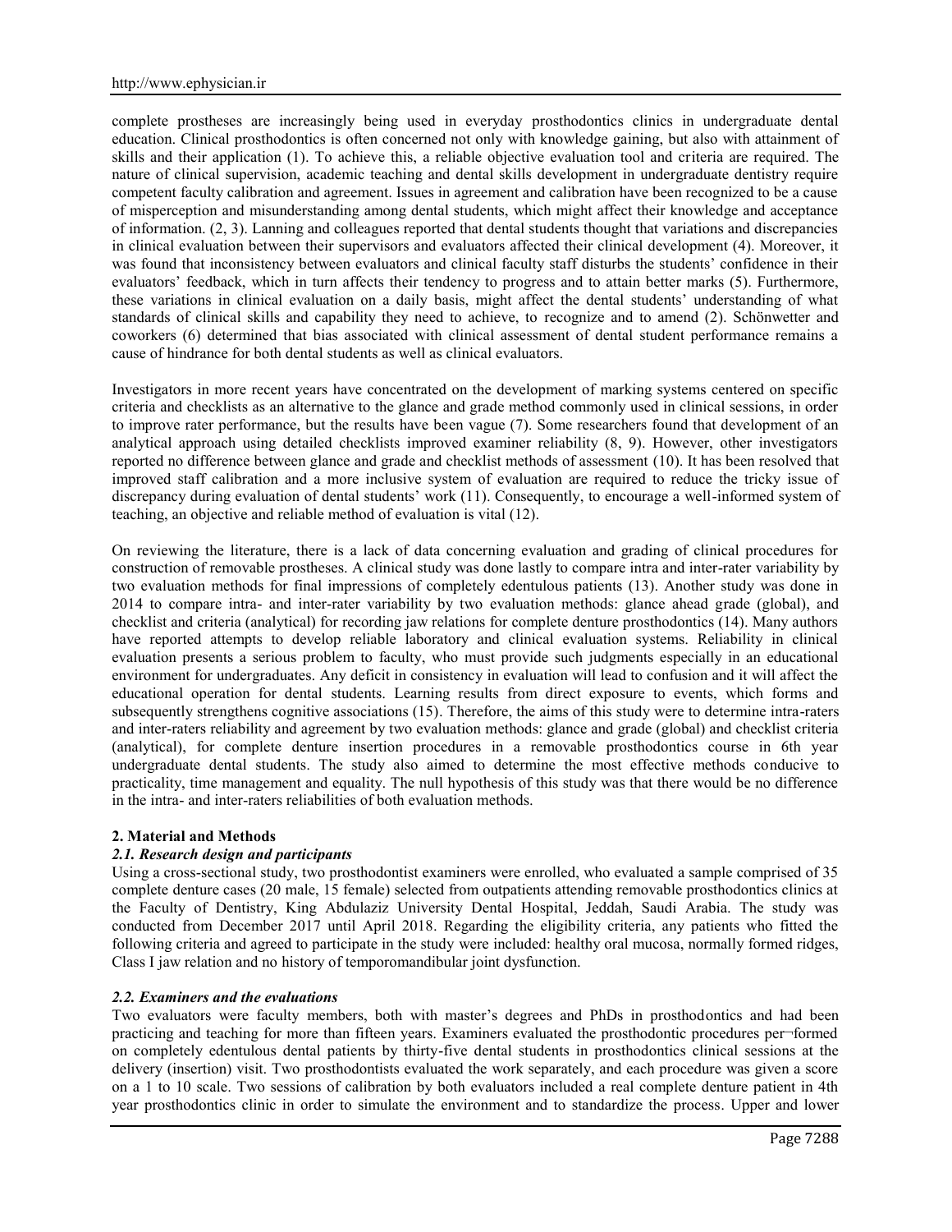complete prostheses are increasingly being used in everyday prosthodontics clinics in undergraduate dental education. Clinical prosthodontics is often concerned not only with knowledge gaining, but also with attainment of skills and their application (1). To achieve this, a reliable objective evaluation tool and criteria are required. The nature of clinical supervision, academic teaching and dental skills development in undergraduate dentistry require competent faculty calibration and agreement. Issues in agreement and calibration have been recognized to be a cause of misperception and misunderstanding among dental students, which might affect their knowledge and acceptance of information. (2, 3). Lanning and colleagues reported that dental students thought that variations and discrepancies in clinical evaluation between their supervisors and evaluators affected their clinical development (4). Moreover, it was found that inconsistency between evaluators and clinical faculty staff disturbs the students' confidence in their evaluators' feedback, which in turn affects their tendency to progress and to attain better marks (5). Furthermore, these variations in clinical evaluation on a daily basis, might affect the dental students' understanding of what standards of clinical skills and capability they need to achieve, to recognize and to amend (2). Schönwetter and coworkers (6) determined that bias associated with clinical assessment of dental student performance remains a cause of hindrance for both dental students as well as clinical evaluators.

Investigators in more recent years have concentrated on the development of marking systems centered on specific criteria and checklists as an alternative to the glance and grade method commonly used in clinical sessions, in order to improve rater performance, but the results have been vague (7). Some researchers found that development of an analytical approach using detailed checklists improved examiner reliability (8, 9). However, other investigators reported no difference between glance and grade and checklist methods of assessment (10). It has been resolved that improved staff calibration and a more inclusive system of evaluation are required to reduce the tricky issue of discrepancy during evaluation of dental students' work (11). Consequently, to encourage a well-informed system of teaching, an objective and reliable method of evaluation is vital (12).

On reviewing the literature, there is a lack of data concerning evaluation and grading of clinical procedures for construction of removable prostheses. A clinical study was done lastly to compare intra and inter-rater variability by two evaluation methods for final impressions of completely edentulous patients (13). Another study was done in 2014 to compare intra- and inter-rater variability by two evaluation methods: glance ahead grade (global), and checklist and criteria (analytical) for recording jaw relations for complete denture prosthodontics (14). Many authors have reported attempts to develop reliable laboratory and clinical evaluation systems. Reliability in clinical evaluation presents a serious problem to faculty, who must provide such judgments especially in an educational environment for undergraduates. Any deficit in consistency in evaluation will lead to confusion and it will affect the educational operation for dental students. Learning results from direct exposure to events, which forms and subsequently strengthens cognitive associations (15). Therefore, the aims of this study were to determine intra-raters and inter-raters reliability and agreement by two evaluation methods: glance and grade (global) and checklist criteria (analytical), for complete denture insertion procedures in a removable prosthodontics course in 6th year undergraduate dental students. The study also aimed to determine the most effective methods conducive to practicality, time management and equality. The null hypothesis of this study was that there would be no difference in the intra- and inter-raters reliabilities of both evaluation methods.

## 2. Material and Methods

### 2.1. Research design and participants

Using a cross-sectional study, two prosthodontist examiners were enrolled, who evaluated a sample comprised of 35 complete denture cases (20 male, 15 female) selected from outpatients attending removable prosthodontics clinics at the Faculty of Dentistry, King Abdulaziz University Dental Hospital, Jeddah, Saudi Arabia. The study was conducted from December 2017 until April 2018. Regarding the eligibility criteria, any patients who fitted the following criteria and agreed to participate in the study were included: healthy oral mucosa, normally formed ridges, Class I jaw relation and no history of temporomandibular joint dysfunction.

### 2.2. Examiners and the evaluations

Two evaluators were faculty members, both with master's degrees and PhDs in prosthodontics and had been practicing and teaching for more than fifteen years. Examiners evaluated the prosthodontic procedures per¬formed on completely edentulous dental patients by thirty-five dental students in prosthodontics clinical sessions at the delivery (insertion) visit. Two prosthodontists evaluated the work separately, and each procedure was given a score on a 1 to 10 scale. Two sessions of calibration by both evaluators included a real complete denture patient in 4th year prosthodontics clinic in order to simulate the environment and to standardize the process. Upper and lower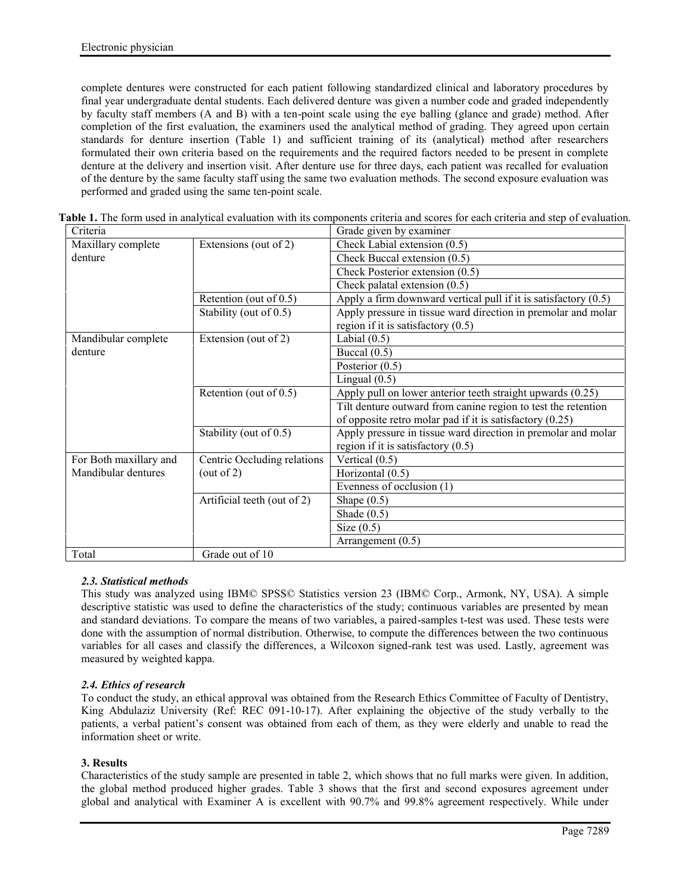complete dentures were constructed for each patient following standardized clinical and laboratory procedures by final year undergraduate dental students. Each delivered denture was given a number code and graded independently by faculty staff members (A and B) with a ten-point scale using the eye balling (glance and grade) method. After completion of the first evaluation, the examiners used the analytical method of grading. They agreed upon certain standards for denture insertion (Table 1) and sufficient training of its (analytical) method after researchers formulated their own criteria based on the requirements and the required factors needed to be present in complete denture at the delivery and insertion visit. After denture use for three days, each patient was recalled for evaluation of the denture by the same faculty staff using the same two evaluation methods. The second exposure evaluation was performed and graded using the same ten-point scale.

**Table 1.** The form used in analytical evaluation with its components criteria and scores for each criteria and step of evaluation.

| Criteria | | Grade given by examiner |
|---|---|---|
| Maxillary complete denture | Extensions (out of 2) | Check Labial extension (0.5) |
| | | Check Buccal extension (0.5) |
| | | Check Posterior extension (0.5) |
| | | Check palatal extension (0.5) |
| | Retention (out of 0.5) | Apply a firm downward vertical pull if it is satisfactory (0.5) |
| | Stability (out of 0.5) | Apply pressure in tissue ward direction in premolar and molar region if it is satisfactory (0.5) |
| Mandibular complete denture | Extension (out of 2) | Labial (0.5) |
| | | Buccal (0.5) |
| | | Posterior (0.5) |
| | | Lingual (0.5) |
| | Retention (out of 0.5) | Apply pull on lower anterior teeth straight upwards (0.25) |
| | | Tilt denture outward from canine region to test the retention of opposite retro molar pad if it is satisfactory (0.25) |
| | Stability (out of 0.5) | Apply pressure in tissue ward direction in premolar and molar region if it is satisfactory (0.5) |
| For Both maxillary and Mandibular dentures | Centric Occluding relations (out of 2) | Vertical (0.5) |
| | | Horizontal (0.5) |
| | | Evenness of occlusion (1) |
| | Artificial teeth (out of 2) | Shape (0.5) |
| | | Shade (0.5) |
| | | Size (0.5) |
| | | Arrangement (0.5) |
| Total | Grade out of 10 | |

### *2.3. Statistical methods*

This study was analyzed using IBM© SPSS© Statistics version 23 (IBM© Corp., Armonk, NY, USA). A simple descriptive statistic was used to define the characteristics of the study; continuous variables are presented by mean and standard deviations. To compare the means of two variables, a paired-samples t-test was used. These tests were done with the assumption of normal distribution. Otherwise, to compute the differences between the two continuous variables for all cases and classify the differences, a Wilcoxon signed-rank test was used. Lastly, agreement was measured by weighted kappa.

### *2.4. Ethics of research*

To conduct the study, an ethical approval was obtained from the Research Ethics Committee of Faculty of Dentistry, King Abdulaziz University (Ref: REC 091-10-17). After explaining the objective of the study verbally to the patients, a verbal patient's consent was obtained from each of them, as they were elderly and unable to read the information sheet or write.

## 3. Results

Characteristics of the study sample are presented in table 2, which shows that no full marks were given. In addition, the global method produced higher grades. Table 3 shows that the first and second exposures agreement under global and analytical with Examiner A is excellent with 90.7% and 99.8% agreement respectively. While under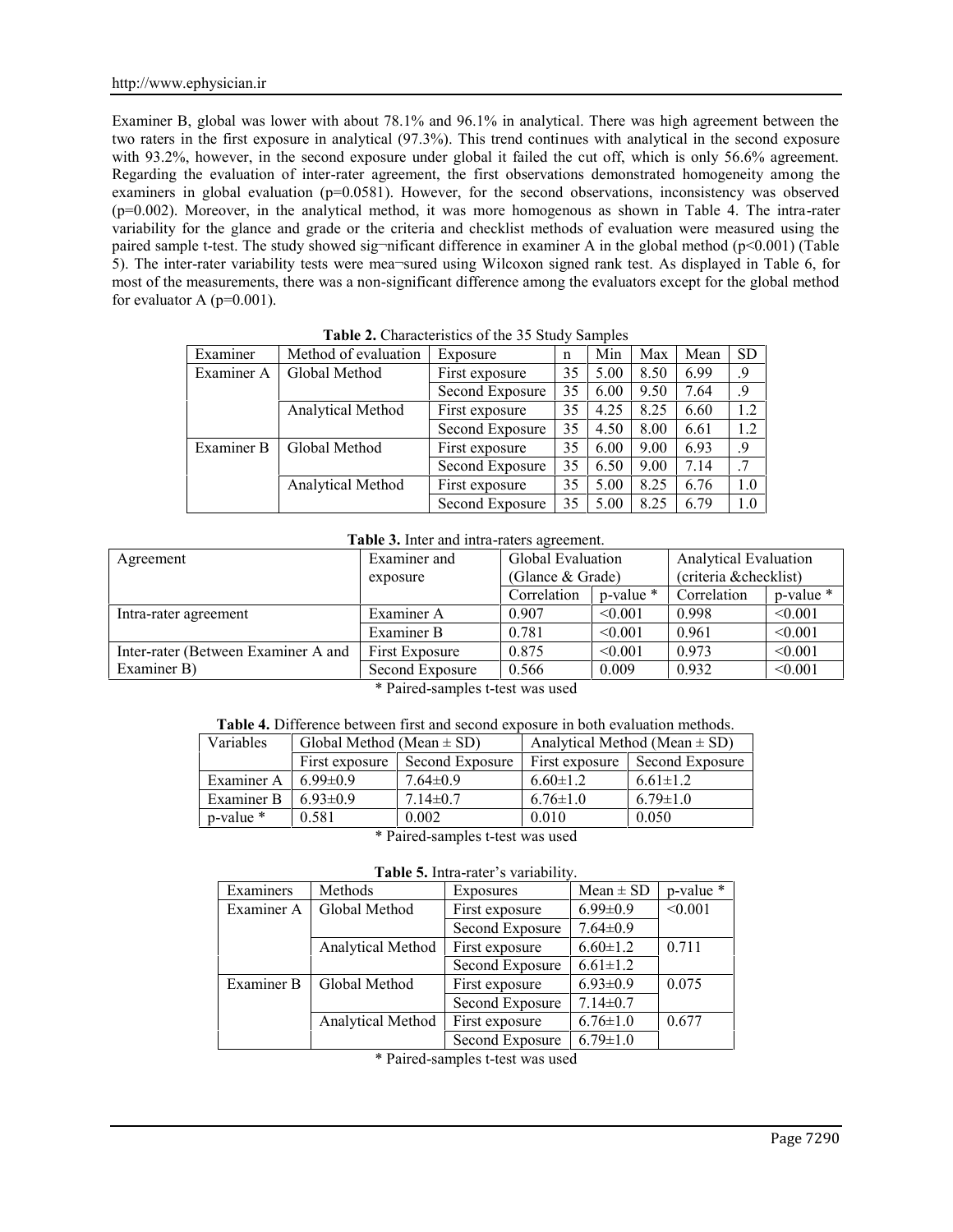Examiner B, global was lower with about 78.1% and 96.1% in analytical. There was high agreement between the two raters in the first exposure in analytical (97.3%). This trend continues with analytical in the second exposure with 93.2%, however, in the second exposure under global it failed the cut off, which is only 56.6% agreement. Regarding the evaluation of inter-rater agreement, the first observations demonstrated homogeneity among the examiners in global evaluation (p=0.0581). However, for the second observations, inconsistency was observed (p=0.002). Moreover, in the analytical method, it was more homogenous as shown in Table 4. The intra-rater variability for the glance and grade or the criteria and checklist methods of evaluation were measured using the paired sample t-test. The study showed sig¬nificant difference in examiner A in the global method (p<0.001) (Table 5). The inter-rater variability tests were mea¬sured using Wilcoxon signed rank test. As displayed in Table 6, for most of the measurements, there was a non-significant difference among the evaluators except for the global method for evaluator A (p=0.001).

**Table 2.** Characteristics of the 35 Study Samples

| Examiner | Method of evaluation | Exposure | n | Min | Max | Mean | SD |
|---|---|---|---|---|---|---|---|
| Examiner A | Global Method | First exposure | 35 | 5.00 | 8.50 | 6.99 | .9 |
| | | Second Exposure | 35 | 6.00 | 9.50 | 7.64 | .9 |
| | Analytical Method | First exposure | 35 | 4.25 | 8.25 | 6.60 | 1.2 |
| | | Second Exposure | 35 | 4.50 | 8.00 | 6.61 | 1.2 |
| Examiner B | Global Method | First exposure | 35 | 6.00 | 9.00 | 6.93 | .9 |
| | | Second Exposure | 35 | 6.50 | 9.00 | 7.14 | .7 |
| | Analytical Method | First exposure | 35 | 5.00 | 8.25 | 6.76 | 1.0 |
| | | Second Exposure | 35 | 5.00 | 8.25 | 6.79 | 1.0 |

**Table 3.** Inter and intra-raters agreement.

| Agreement | Examiner and exposure | Global Evaluation (Glance & Grade) | | Analytical Evaluation (criteria &checklist) | |
|---|---|---|---|---|---|
| | | Correlation | p-value * | Correlation | p-value * |
| Intra-rater agreement | Examiner A | 0.907 | <0.001 | 0.998 | <0.001 |
| | Examiner B | 0.781 | <0.001 | 0.961 | <0.001 |
| Inter-rater (Between Examiner A and Examiner B) | First Exposure | 0.875 | <0.001 | 0.973 | <0.001 |
| | Second Exposure | 0.566 | 0.009 | 0.932 | <0.001 |

\* Paired-samples t-test was used

**Table 4.** Difference between first and second exposure in both evaluation methods.

| Variables | Global Method (Mean ± SD) | | Analytical Method (Mean ± SD) | |
|---|---|---|---|---|
| | First exposure | Second Exposure | First exposure | Second Exposure |
| Examiner A | 6.99±0.9 | 7.64±0.9 | 6.60±1.2 | 6.61±1.2 |
| Examiner B | 6.93±0.9 | 7.14±0.7 | 6.76±1.0 | 6.79±1.0 |
| p-value * | 0.581 | 0.002 | 0.010 | 0.050 |

\* Paired-samples t-test was used

**Table 5.** Intra-rater's variability.

| Examiners | Methods | Exposures | Mean ± SD | p-value * |
|---|---|---|---|---|
| Examiner A | Global Method | First exposure | 6.99±0.9 | <0.001 |
| | | Second Exposure | 7.64±0.9 | |
| | Analytical Method | First exposure | 6.60±1.2 | 0.711 |
| | | Second Exposure | 6.61±1.2 | |
| Examiner B | Global Method | First exposure | 6.93±0.9 | 0.075 |
| | | Second Exposure | 7.14±0.7 | |
| | Analytical Method | First exposure | 6.76±1.0 | 0.677 |
| | | Second Exposure | 6.79±1.0 | |

\* Paired-samples t-test was used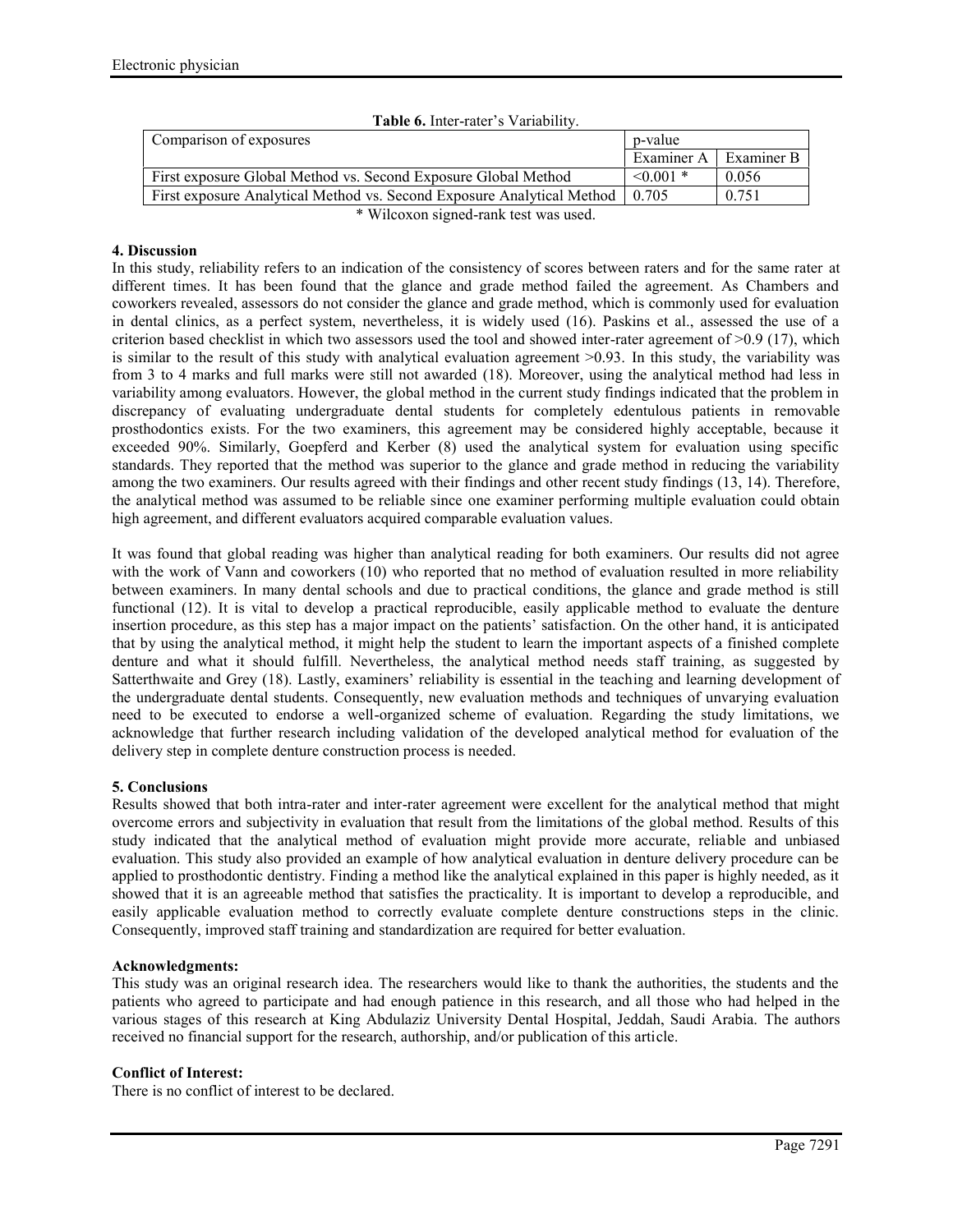**Table 6.** Inter-rater's Variability.

| Comparison of exposures | p-value | |
|---|---|---|
| | Examiner A | Examiner B |
| First exposure Global Method vs. Second Exposure Global Method | <0.001 * | 0.056 |
| First exposure Analytical Method vs. Second Exposure Analytical Method | 0.705 | 0.751 |

\* Wilcoxon signed-rank test was used.

### 4. Discussion

In this study, reliability refers to an indication of the consistency of scores between raters and for the same rater at different times. It has been found that the glance and grade method failed the agreement. As Chambers and coworkers revealed, assessors do not consider the glance and grade method, which is commonly used for evaluation in dental clinics, as a perfect system, nevertheless, it is widely used (16). Paskins et al., assessed the use of a criterion based checklist in which two assessors used the tool and showed inter-rater agreement of >0.9 (17), which is similar to the result of this study with analytical evaluation agreement >0.93. In this study, the variability was from 3 to 4 marks and full marks were still not awarded (18). Moreover, using the analytical method had less in variability among evaluators. However, the global method in the current study findings indicated that the problem in discrepancy of evaluating undergraduate dental students for completely edentulous patients in removable prosthodontics exists. For the two examiners, this agreement may be considered highly acceptable, because it exceeded 90%. Similarly, Goepferd and Kerber (8) used the analytical system for evaluation using specific standards. They reported that the method was superior to the glance and grade method in reducing the variability among the two examiners. Our results agreed with their findings and other recent study findings (13, 14). Therefore, the analytical method was assumed to be reliable since one examiner performing multiple evaluation could obtain high agreement, and different evaluators acquired comparable evaluation values.

It was found that global reading was higher than analytical reading for both examiners. Our results did not agree with the work of Vann and coworkers (10) who reported that no method of evaluation resulted in more reliability between examiners. In many dental schools and due to practical conditions, the glance and grade method is still functional (12). It is vital to develop a practical reproducible, easily applicable method to evaluate the denture insertion procedure, as this step has a major impact on the patients' satisfaction. On the other hand, it is anticipated that by using the analytical method, it might help the student to learn the important aspects of a finished complete denture and what it should fulfill. Nevertheless, the analytical method needs staff training, as suggested by Satterthwaite and Grey (18). Lastly, examiners' reliability is essential in the teaching and learning development of the undergraduate dental students. Consequently, new evaluation methods and techniques of unvarying evaluation need to be executed to endorse a well-organized scheme of evaluation. Regarding the study limitations, we acknowledge that further research including validation of the developed analytical method for evaluation of the delivery step in complete denture construction process is needed.

### 5. Conclusions

Results showed that both intra-rater and inter-rater agreement were excellent for the analytical method that might overcome errors and subjectivity in evaluation that result from the limitations of the global method. Results of this study indicated that the analytical method of evaluation might provide more accurate, reliable and unbiased evaluation. This study also provided an example of how analytical evaluation in denture delivery procedure can be applied to prosthodontic dentistry. Finding a method like the analytical explained in this paper is highly needed, as it showed that it is an agreeable method that satisfies the practicality. It is important to develop a reproducible, and easily applicable evaluation method to correctly evaluate complete denture constructions steps in the clinic. Consequently, improved staff training and standardization are required for better evaluation.

**Acknowledgments:**

This study was an original research idea. The researchers would like to thank the authorities, the students and the patients who agreed to participate and had enough patience in this research, and all those who had helped in the various stages of this research at King Abdulaziz University Dental Hospital, Jeddah, Saudi Arabia. The authors received no financial support for the research, authorship, and/or publication of this article.

**Conflict of Interest:**

There is no conflict of interest to be declared.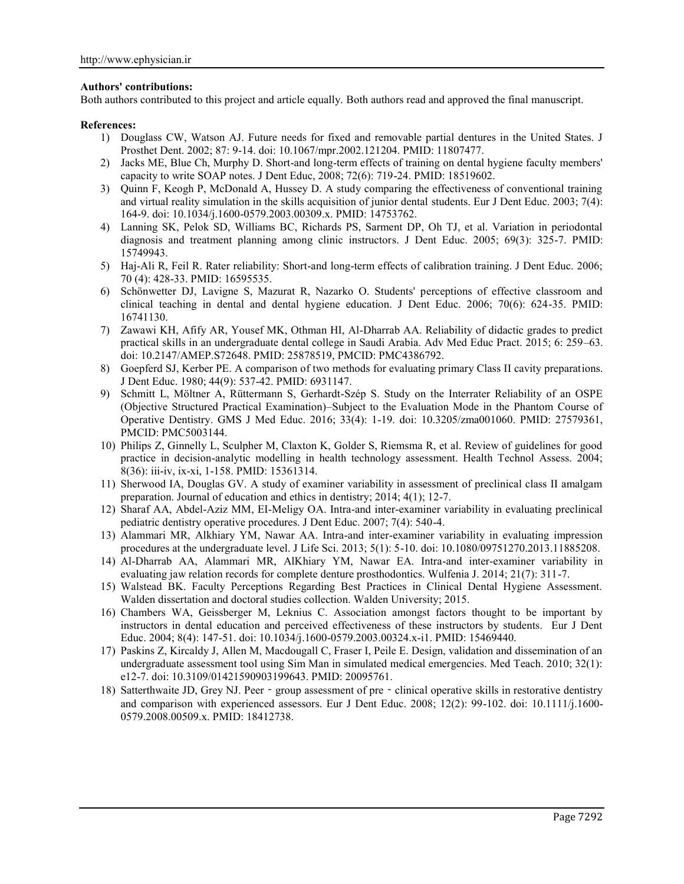**Authors' contributions:**

Both authors contributed to this project and article equally. Both authors read and approved the final manuscript.

**References:**

1) Douglass CW, Watson AJ. Future needs for fixed and removable partial dentures in the United States. J Prosthet Dent. 2002; 87: 9-14. doi: 10.1067/mpr.2002.121204. PMID: 11807477.
2) Jacks ME, Blue Ch, Murphy D. Short-and long-term effects of training on dental hygiene faculty members' capacity to write SOAP notes. J Dent Educ, 2008; 72(6): 719-24. PMID: 18519602.
3) Quinn F, Keogh P, McDonald A, Hussey D. A study comparing the effectiveness of conventional training and virtual reality simulation in the skills acquisition of junior dental students. Eur J Dent Educ. 2003; 7(4): 164-9. doi: 10.1034/j.1600-0579.2003.00309.x. PMID: 14753762.
4) Lanning SK, Pelok SD, Williams BC, Richards PS, Sarment DP, Oh TJ, et al. Variation in periodontal diagnosis and treatment planning among clinic instructors. J Dent Educ. 2005; 69(3): 325-7. PMID: 15749943.
5) Haj-Ali R, Feil R. Rater reliability: Short-and long-term effects of calibration training. J Dent Educ. 2006; 70 (4): 428-33. PMID: 16595535.
6) Schönwetter DJ, Lavigne S, Mazurat R, Nazarko O. Students' perceptions of effective classroom and clinical teaching in dental and dental hygiene education. J Dent Educ. 2006; 70(6): 624-35. PMID: 16741130.
7) Zawawi KH, Afify AR, Yousef MK, Othman HI, Al-Dharrab AA. Reliability of didactic grades to predict practical skills in an undergraduate dental college in Saudi Arabia. Adv Med Educ Pract. 2015; 6: 259–63. doi: 10.2147/AMEP.S72648. PMID: 25878519, PMCID: PMC4386792.
8) Goepferd SJ, Kerber PE. A comparison of two methods for evaluating primary Class II cavity preparations. J Dent Educ. 1980; 44(9): 537-42. PMID: 6931147.
9) Schmitt L, Möltner A, Rüttermann S, Gerhardt-Szép S. Study on the Interrater Reliability of an OSPE (Objective Structured Practical Examination)–Subject to the Evaluation Mode in the Phantom Course of Operative Dentistry. GMS J Med Educ. 2016; 33(4): 1-19. doi: 10.3205/zma001060. PMID: 27579361, PMCID: PMC5003144.
10) Philips Z, Ginnelly L, Sculpher M, Claxton K, Golder S, Riemsma R, et al. Review of guidelines for good practice in decision-analytic modelling in health technology assessment. Health Technol Assess. 2004; 8(36): iii-iv, ix-xi, 1-158. PMID: 15361314.
11) Sherwood IA, Douglas GV. A study of examiner variability in assessment of preclinical class II amalgam preparation. Journal of education and ethics in dentistry; 2014; 4(1); 12-7.
12) Sharaf AA, Abdel-Aziz MM, EI-Meligy OA. Intra-and inter-examiner variability in evaluating preclinical pediatric dentistry operative procedures. J Dent Educ. 2007; 7(4): 540-4.
13) Alammari MR, Alkhiary YM, Nawar AA. Intra-and inter-examiner variability in evaluating impression procedures at the undergraduate level. J Life Sci. 2013; 5(1): 5-10. doi: 10.1080/09751270.2013.11885208.
14) Al-Dharrab AA, Alammari MR, AlKhiary YM, Nawar EA. Intra-and inter-examiner variability in evaluating jaw relation records for complete denture prosthodontics. Wulfenia J. 2014; 21(7): 311-7.
15) Walstead BK. Faculty Perceptions Regarding Best Practices in Clinical Dental Hygiene Assessment. Walden dissertation and doctoral studies collection. Walden University; 2015.
16) Chambers WA, Geissberger M, Leknius C. Association amongst factors thought to be important by instructors in dental education and perceived effectiveness of these instructors by students. Eur J Dent Educ. 2004; 8(4): 147-51. doi: 10.1034/j.1600-0579.2003.00324.x-i1. PMID: 15469440.
17) Paskins Z, Kircaldy J, Allen M, Macdougall C, Fraser I, Peile E. Design, validation and dissemination of an undergraduate assessment tool using Sim Man in simulated medical emergencies. Med Teach. 2010; 32(1): e12-7. doi: 10.3109/01421590903199643. PMID: 20095761.
18) Satterthwaite JD, Grey NJ. Peer‐group assessment of pre‐clinical operative skills in restorative dentistry and comparison with experienced assessors. Eur J Dent Educ. 2008; 12(2): 99-102. doi: 10.1111/j.1600-0579.2008.00509.x. PMID: 18412738.